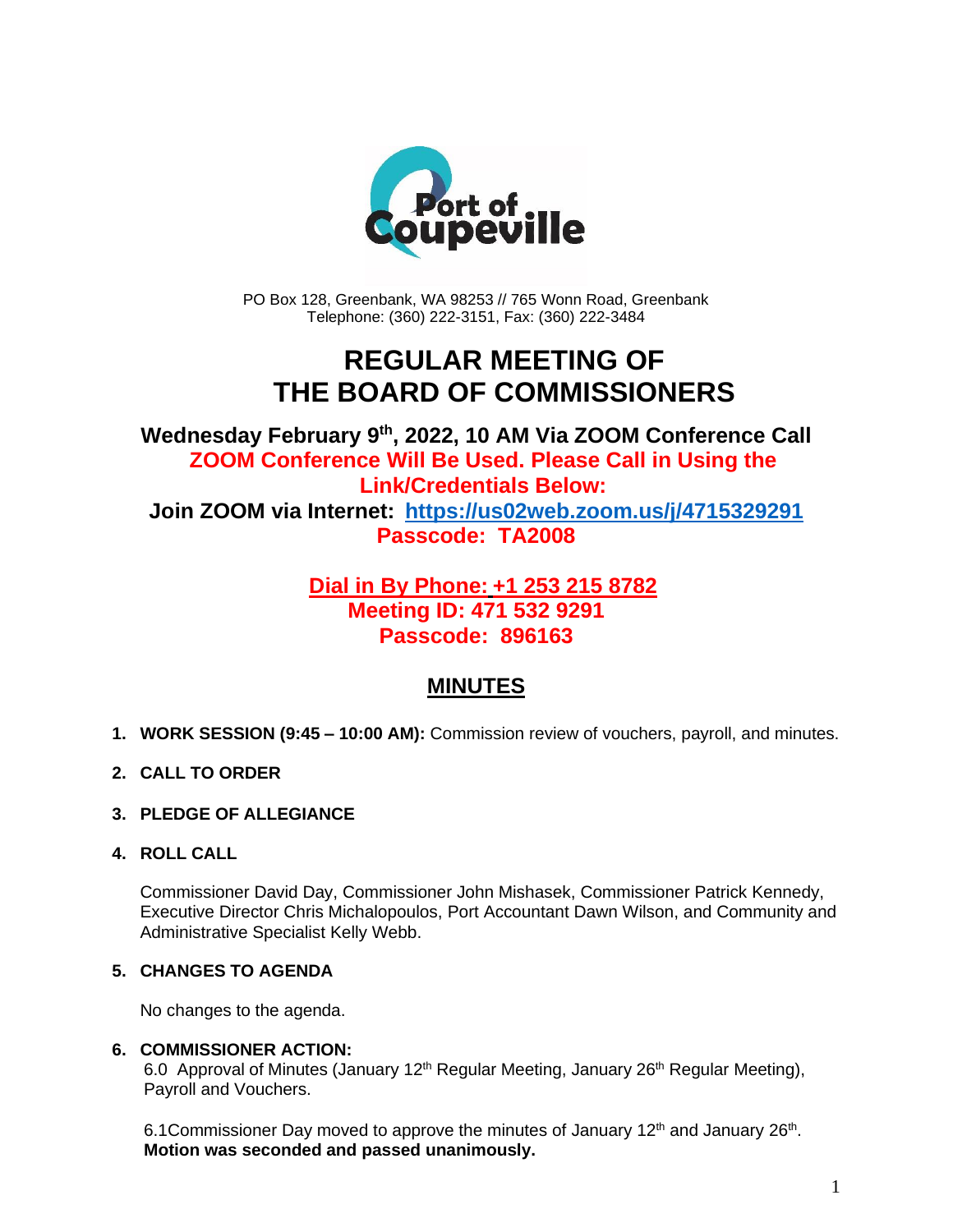Port of Coupeville

PO Box 128, Greenbank, WA 98253 // 765 Wonn Road, Greenbank
Telephone: (360) 222-3151, Fax: (360) 222-3484

# REGULAR MEETING OF THE BOARD OF COMMISSIONERS

**Wednesday February 9th, 2022, 10 AM Via ZOOM Conference Call**
**ZOOM Conference Will Be Used. Please Call in Using the Link/Credentials Below:**
**Join ZOOM via Internet: [https://us02web.zoom.us/j/4715329291](https://us02web.zoom.us/j/4715329291)**
**Passcode: TA2008**

**Dial in By Phone: +1 253 215 8782**
**Meeting ID: 471 532 9291**
**Passcode: 896163**

## MINUTES

1. **WORK SESSION (9:45 – 10:00 AM):** Commission review of vouchers, payroll, and minutes.

2. **CALL TO ORDER**

3. **PLEDGE OF ALLEGIANCE**

4. **ROLL CALL**

   Commissioner David Day, Commissioner John Mishasek, Commissioner Patrick Kennedy, Executive Director Chris Michalopoulos, Port Accountant Dawn Wilson, and Community and Administrative Specialist Kelly Webb.

5. **CHANGES TO AGENDA**

   No changes to the agenda.

6. **COMMISSIONER ACTION:**
   6.0 Approval of Minutes (January 12th Regular Meeting, January 26th Regular Meeting), Payroll and Vouchers.

   6.1Commissioner Day moved to approve the minutes of January 12th and January 26th. **Motion was seconded and passed unanimously.**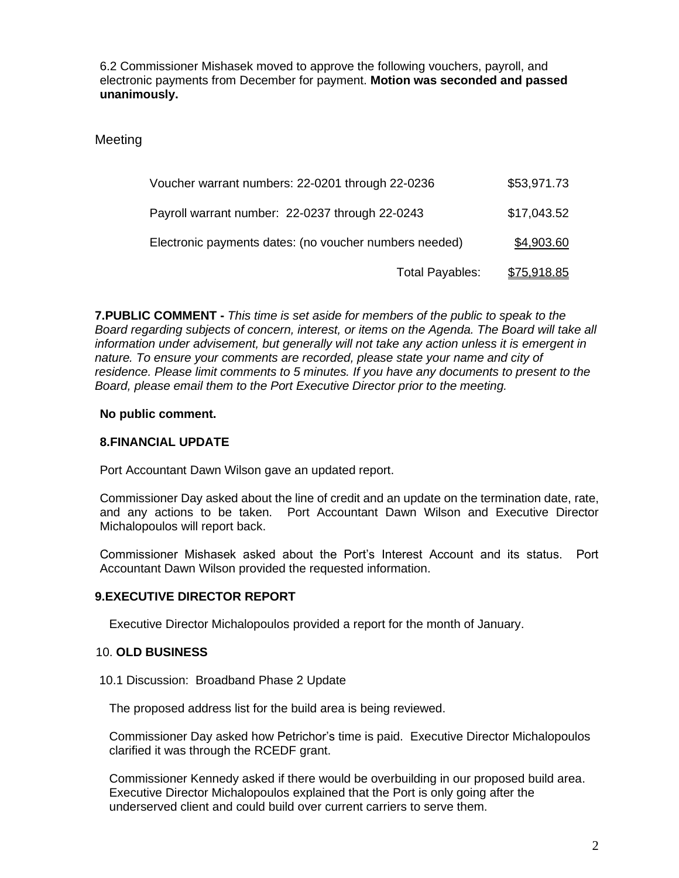6.2 Commissioner Mishasek moved to approve the following vouchers, payroll, and electronic payments from December for payment. **Motion was seconded and passed unanimously.**

Meeting

| | |
|---|---|
| Voucher warrant numbers: 22-0201 through 22-0236 | $53,971.73 |
| Payroll warrant number: 22-0237 through 22-0243 | $17,043.52 |
| Electronic payments dates: (no voucher numbers needed) | $4,903.60 |
| Total Payables: | $75,918.85 |

**7.PUBLIC COMMENT -** *This time is set aside for members of the public to speak to the Board regarding subjects of concern, interest, or items on the Agenda. The Board will take all information under advisement, but generally will not take any action unless it is emergent in nature. To ensure your comments are recorded, please state your name and city of residence. Please limit comments to 5 minutes. If you have any documents to present to the Board, please email them to the Port Executive Director prior to the meeting.*

**No public comment.**

**8.FINANCIAL UPDATE**

Port Accountant Dawn Wilson gave an updated report.

Commissioner Day asked about the line of credit and an update on the termination date, rate, and any actions to be taken. Port Accountant Dawn Wilson and Executive Director Michalopoulos will report back.

Commissioner Mishasek asked about the Port's Interest Account and its status. Port Accountant Dawn Wilson provided the requested information.

**9.EXECUTIVE DIRECTOR REPORT**

Executive Director Michalopoulos provided a report for the month of January.

10. **OLD BUSINESS**

10.1 Discussion: Broadband Phase 2 Update

The proposed address list for the build area is being reviewed.

Commissioner Day asked how Petrichor's time is paid. Executive Director Michalopoulos clarified it was through the RCEDF grant.

Commissioner Kennedy asked if there would be overbuilding in our proposed build area. Executive Director Michalopoulos explained that the Port is only going after the underserved client and could build over current carriers to serve them.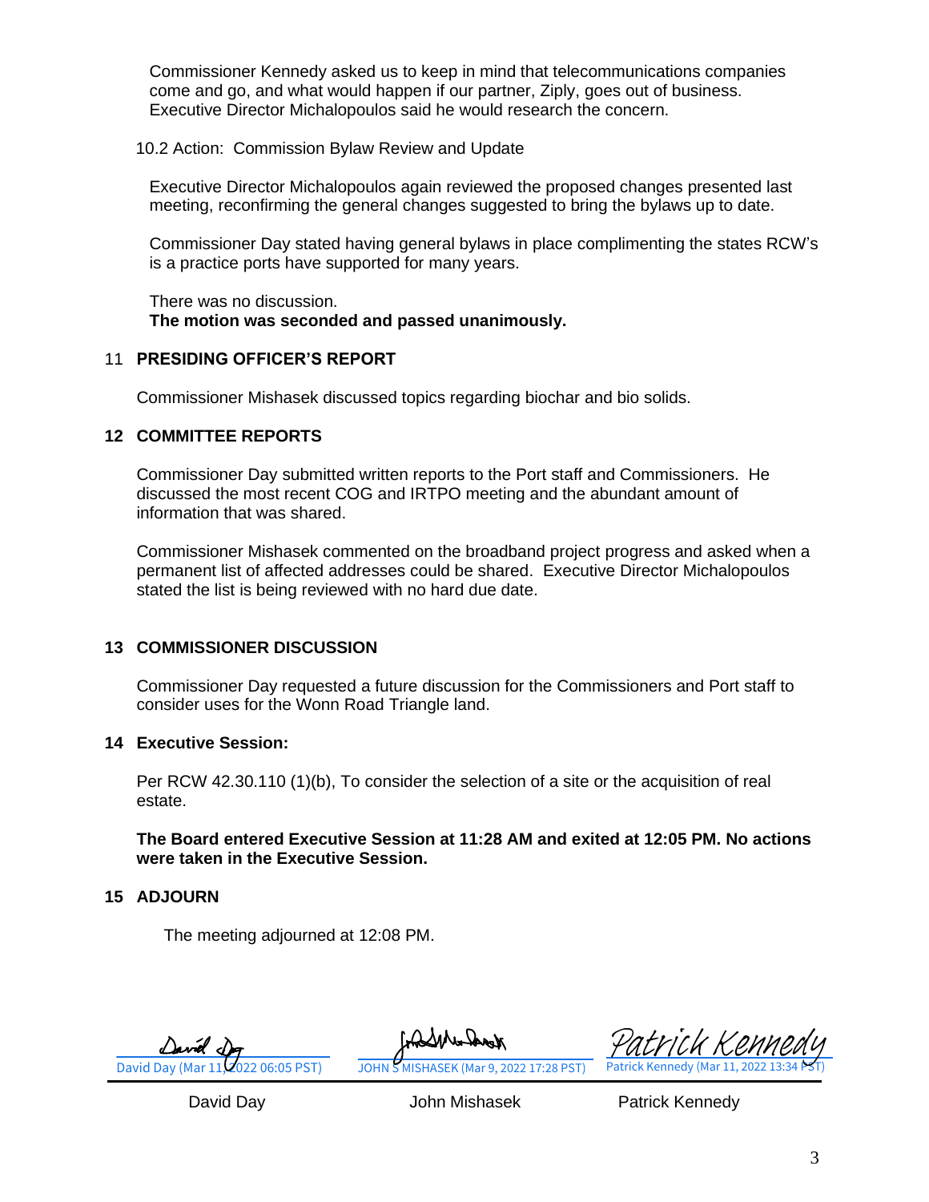Commissioner Kennedy asked us to keep in mind that telecommunications companies come and go, and what would happen if our partner, Ziply, goes out of business. Executive Director Michalopoulos said he would research the concern.

10.2 Action: Commission Bylaw Review and Update

Executive Director Michalopoulos again reviewed the proposed changes presented last meeting, reconfirming the general changes suggested to bring the bylaws up to date.

Commissioner Day stated having general bylaws in place complimenting the states RCW's is a practice ports have supported for many years.

There was no discussion.
**The motion was seconded and passed unanimously.**

## 11 PRESIDING OFFICER'S REPORT

Commissioner Mishasek discussed topics regarding biochar and bio solids.

## 12 COMMITTEE REPORTS

Commissioner Day submitted written reports to the Port staff and Commissioners. He discussed the most recent COG and IRTPO meeting and the abundant amount of information that was shared.

Commissioner Mishasek commented on the broadband project progress and asked when a permanent list of affected addresses could be shared. Executive Director Michalopoulos stated the list is being reviewed with no hard due date.

## 13 COMMISSIONER DISCUSSION

Commissioner Day requested a future discussion for the Commissioners and Port staff to consider uses for the Wonn Road Triangle land.

## 14 Executive Session:

Per RCW 42.30.110 (1)(b), To consider the selection of a site or the acquisition of real estate.

**The Board entered Executive Session at 11:28 AM and exited at 12:05 PM. No actions were taken in the Executive Session.**

## 15 ADJOURN

The meeting adjourned at 12:08 PM.

David Day (Mar 11, 2022 06:05 PST) — David Day

JOHN S MISHASEK (Mar 9, 2022 17:28 PST) — John Mishasek

Patrick Kennedy (Mar 11, 2022 13:34 PST) — Patrick Kennedy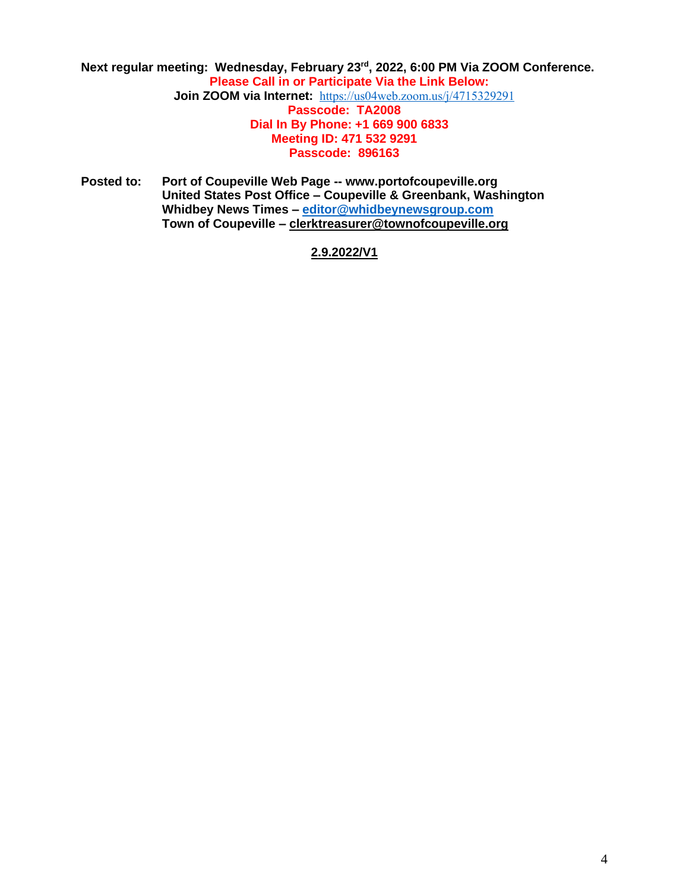**Next regular meeting: Wednesday, February 23rd, 2022, 6:00 PM Via ZOOM Conference.**

**Please Call in or Participate Via the Link Below:**

**Join ZOOM via Internet:** https://us04web.zoom.us/j/4715329291

**Passcode: TA2008**

**Dial In By Phone: +1 669 900 6833**

**Meeting ID: 471 532 9291**

**Passcode: 896163**

**Posted to:** **Port of Coupeville Web Page -- www.portofcoupeville.org**
**United States Post Office – Coupeville & Greenbank, Washington**
**Whidbey News Times – editor@whidbeynewsgroup.com**
**Town of Coupeville – clerktreasurer@townofcoupeville.org**

**2.9.2022/V1**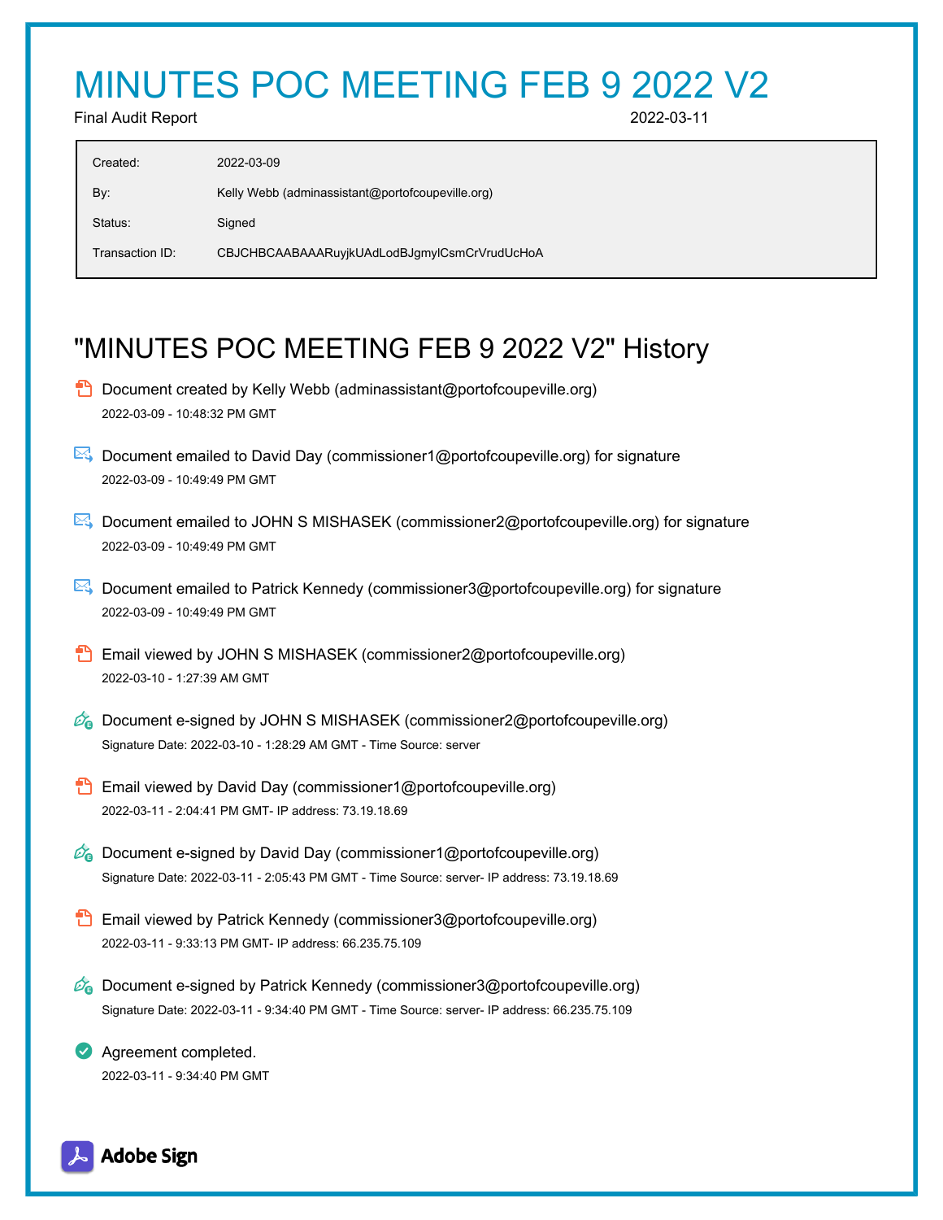# MINUTES POC MEETING FEB 9 2022 V2

Final Audit Report 2022-03-11

| | |
|---|---|
| Created: | 2022-03-09 |
| By: | Kelly Webb (adminassistant@portofcoupeville.org) |
| Status: | Signed |
| Transaction ID: | CBJCHBCAABAAARuyjkUAdLodBJgmylCsmCrVrudUcHoA |

## "MINUTES POC MEETING FEB 9 2022 V2" History

- Document created by Kelly Webb (adminassistant@portofcoupeville.org)
  2022-03-09 - 10:48:32 PM GMT

- Document emailed to David Day (commissioner1@portofcoupeville.org) for signature
  2022-03-09 - 10:49:49 PM GMT

- Document emailed to JOHN S MISHASEK (commissioner2@portofcoupeville.org) for signature
  2022-03-09 - 10:49:49 PM GMT

- Document emailed to Patrick Kennedy (commissioner3@portofcoupeville.org) for signature
  2022-03-09 - 10:49:49 PM GMT

- Email viewed by JOHN S MISHASEK (commissioner2@portofcoupeville.org)
  2022-03-10 - 1:27:39 AM GMT

- Document e-signed by JOHN S MISHASEK (commissioner2@portofcoupeville.org)
  Signature Date: 2022-03-10 - 1:28:29 AM GMT - Time Source: server

- Email viewed by David Day (commissioner1@portofcoupeville.org)
  2022-03-11 - 2:04:41 PM GMT- IP address: 73.19.18.69

- Document e-signed by David Day (commissioner1@portofcoupeville.org)
  Signature Date: 2022-03-11 - 2:05:43 PM GMT - Time Source: server- IP address: 73.19.18.69

- Email viewed by Patrick Kennedy (commissioner3@portofcoupeville.org)
  2022-03-11 - 9:33:13 PM GMT- IP address: 66.235.75.109

- Document e-signed by Patrick Kennedy (commissioner3@portofcoupeville.org)
  Signature Date: 2022-03-11 - 9:34:40 PM GMT - Time Source: server- IP address: 66.235.75.109

- Agreement completed.
  2022-03-11 - 9:34:40 PM GMT

Adobe Sign